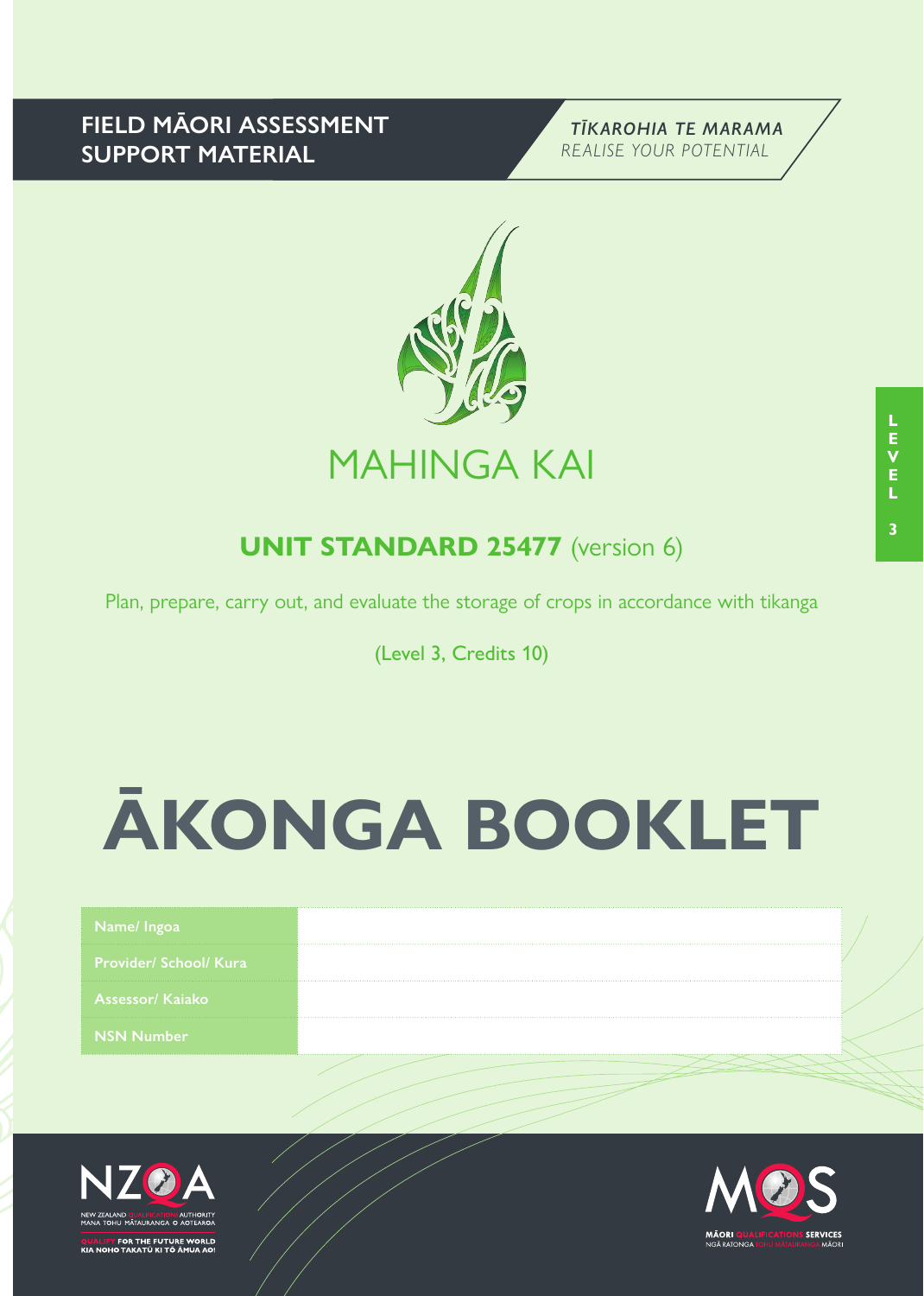**FIELD MĀORI ASSESSMENT SUPPORT MATERIAL**

***TĪKAROHIA TE MARAMA***
*REALISE YOUR POTENTIAL*

# MAHINGA KAI

## UNIT STANDARD 25477 (version 6)

Plan, prepare, carry out, and evaluate the storage of crops in accordance with tikanga

(Level 3, Credits 10)

# ĀKONGA BOOKLET

| | |
|---|---|
| Name/ Ingoa | |
| Provider/ School/ Kura | |
| Assessor/ Kaiako | |
| NSN Number | |

LEVEL 3

NZQA
NEW ZEALAND QUALIFICATIONS AUTHORITY
MANA TOHU MĀTAURANGA O AOTEAROA
QUALIFY FOR THE FUTURE WORLD
KIA NOHO TAKATŪ KI TŌ ĀMUA AO!

MQS
MĀORI QUALIFICATIONS SERVICES
NGĀ RATONGA TOHU MĀTAURANGA MĀORI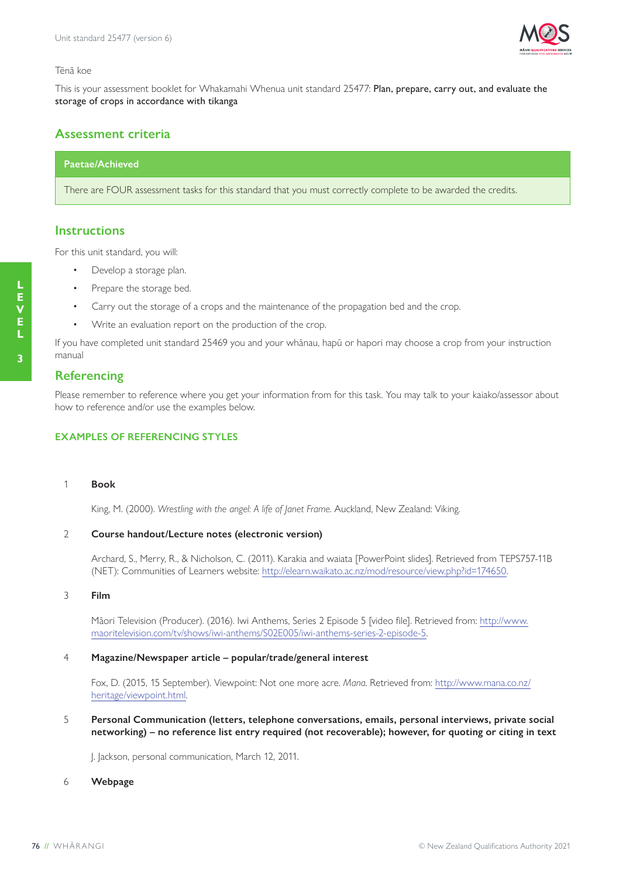Tēnā koe

This is your assessment booklet for Whakamahi Whenua unit standard 25477: **Plan, prepare, carry out, and evaluate the storage of crops in accordance with tikanga**

## Assessment criteria

| Paetae/Achieved |
| --- |
| There are FOUR assessment tasks for this standard that you must correctly complete to be awarded the credits. |

## Instructions

For this unit standard, you will:

- Develop a storage plan.
- Prepare the storage bed.
- Carry out the storage of a crops and the maintenance of the propagation bed and the crop.
- Write an evaluation report on the production of the crop.

If you have completed unit standard 25469 you and your whānau, hapū or hapori may choose a crop from your instruction manual

## Referencing

Please remember to reference where you get your information from for this task. You may talk to your kaiako/assessor about how to reference and/or use the examples below.

### EXAMPLES OF REFERENCING STYLES

1. **Book**

   King, M. (2000). *Wrestling with the angel: A life of Janet Frame.* Auckland, New Zealand: Viking.

2. **Course handout/Lecture notes (electronic version)**

   Archard, S., Merry, R., & Nicholson, C. (2011). Karakia and waiata [PowerPoint slides]. Retrieved from TEPS757-11B (NET): Communities of Learners website: http://elearn.waikato.ac.nz/mod/resource/view.php?id=174650.

3. **Film**

   Māori Television (Producer). (2016). Iwi Anthems, Series 2 Episode 5 [video file]. Retrieved from: http://www.maoritelevision.com/tv/shows/iwi-anthems/S02E005/iwi-anthems-series-2-episode-5.

4. **Magazine/Newspaper article – popular/trade/general interest**

   Fox, D. (2015, 15 September). Viewpoint: Not one more acre. *Mana.* Retrieved from: http://www.mana.co.nz/heritage/viewpoint.html.

5. **Personal Communication (letters, telephone conversations, emails, personal interviews, private social networking) – no reference list entry required (not recoverable); however, for quoting or citing in text**

   J. Jackson, personal communication, March 12, 2011.

6. **Webpage**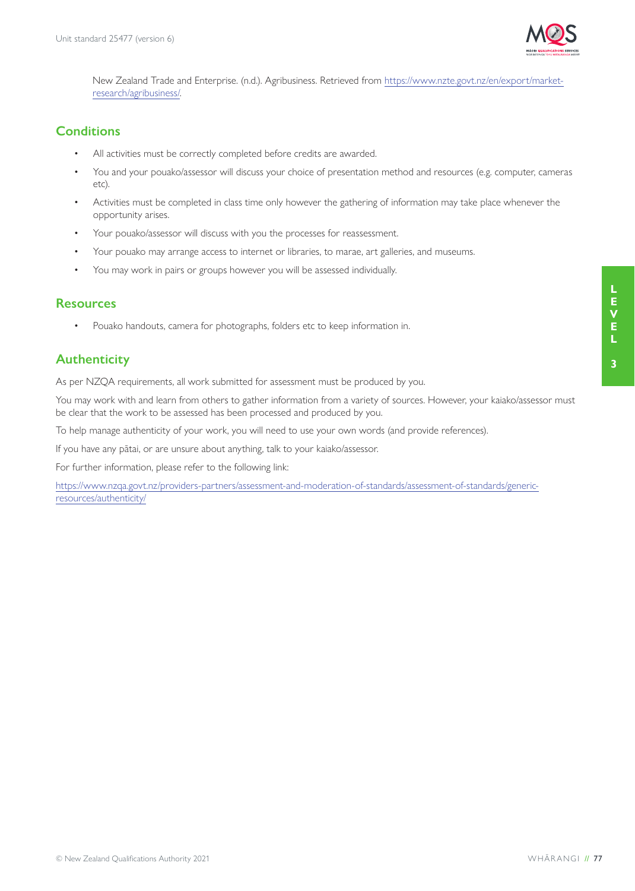New Zealand Trade and Enterprise. (n.d.). Agribusiness. Retrieved from https://www.nzte.govt.nz/en/export/market-research/agribusiness/.

## Conditions

- All activities must be correctly completed before credits are awarded.
- You and your pouako/assessor will discuss your choice of presentation method and resources (e.g. computer, cameras etc).
- Activities must be completed in class time only however the gathering of information may take place whenever the opportunity arises.
- Your pouako/assessor will discuss with you the processes for reassessment.
- Your pouako may arrange access to internet or libraries, to marae, art galleries, and museums.
- You may work in pairs or groups however you will be assessed individually.

## Resources

- Pouako handouts, camera for photographs, folders etc to keep information in.

## Authenticity

As per NZQA requirements, all work submitted for assessment must be produced by you.

You may work with and learn from others to gather information from a variety of sources. However, your kaiako/assessor must be clear that the work to be assessed has been processed and produced by you.

To help manage authenticity of your work, you will need to use your own words (and provide references).

If you have any pātai, or are unsure about anything, talk to your kaiako/assessor.

For further information, please refer to the following link:

https://www.nzqa.govt.nz/providers-partners/assessment-and-moderation-of-standards/assessment-of-standards/generic-resources/authenticity/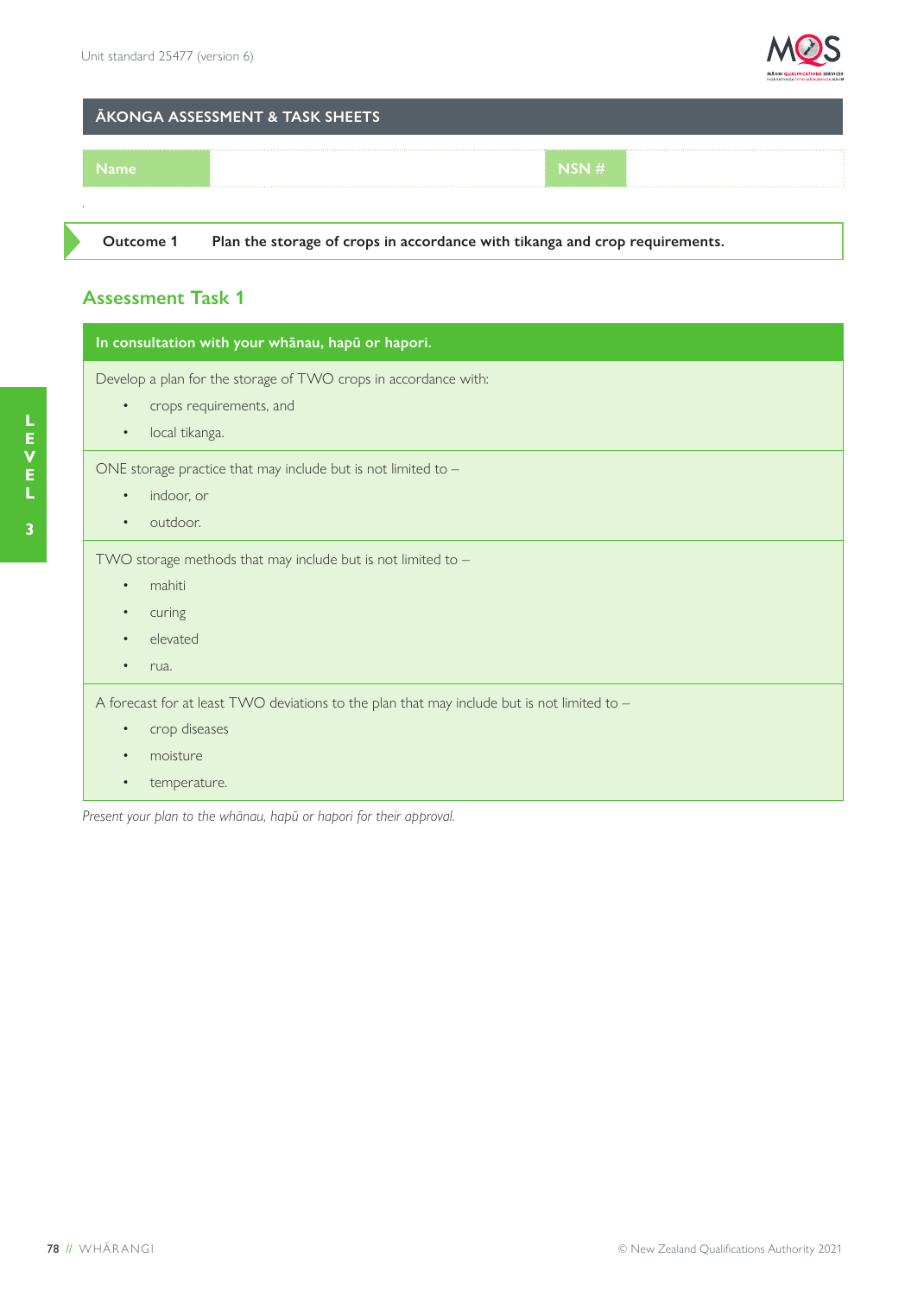## ĀKONGA ASSESSMENT & TASK SHEETS

| Name | | NSN # | |
|---|---|---|---|

**Outcome 1** **Plan the storage of crops in accordance with tikanga and crop requirements.**

## Assessment Task 1

**In consultation with your whānau, hapū or hapori.**

Develop a plan for the storage of TWO crops in accordance with:

- crops requirements, and
- local tikanga.

ONE storage practice that may include but is not limited to –

- indoor, or
- outdoor.

TWO storage methods that may include but is not limited to –

- mahiti
- curing
- elevated
- rua.

A forecast for at least TWO deviations to the plan that may include but is not limited to –

- crop diseases
- moisture
- temperature.

*Present your plan to the whānau, hapū or hapori for their approval.*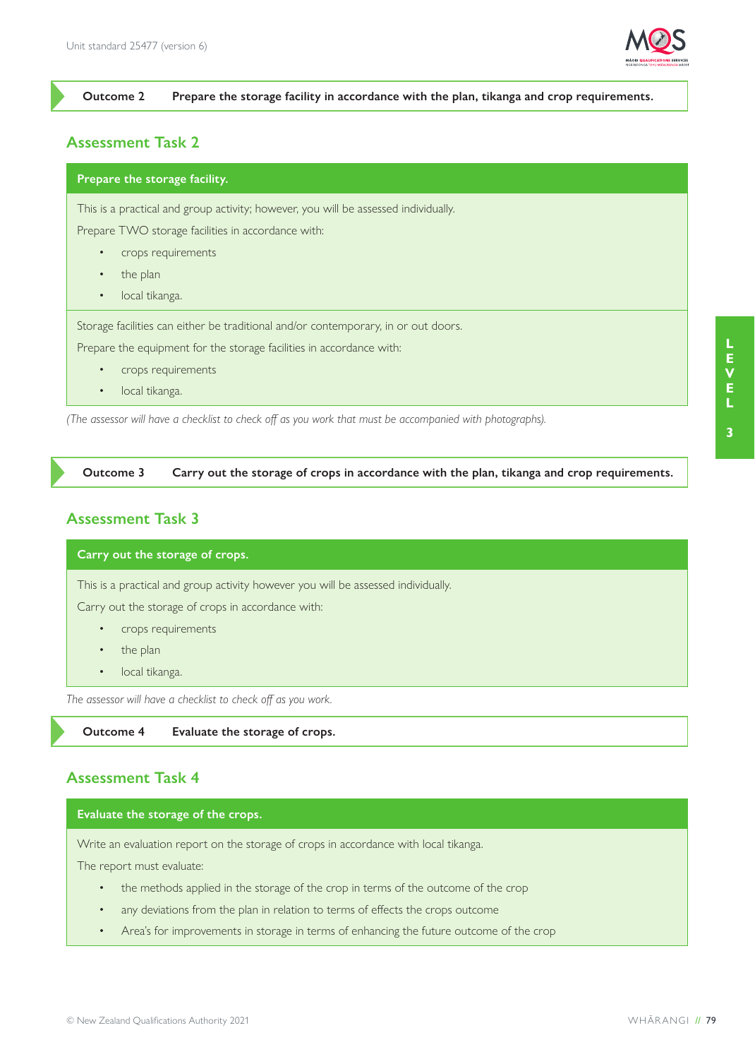**Outcome 2** Prepare the storage facility in accordance with the plan, tikanga and crop requirements.

## Assessment Task 2

**Prepare the storage facility.**

This is a practical and group activity; however, you will be assessed individually.

Prepare TWO storage facilities in accordance with:

- crops requirements
- the plan
- local tikanga.

Storage facilities can either be traditional and/or contemporary, in or out doors.

Prepare the equipment for the storage facilities in accordance with:

- crops requirements
- local tikanga.

*(The assessor will have a checklist to check off as you work that must be accompanied with photographs).*

**Outcome 3** Carry out the storage of crops in accordance with the plan, tikanga and crop requirements.

## Assessment Task 3

**Carry out the storage of crops.**

This is a practical and group activity however you will be assessed individually.

Carry out the storage of crops in accordance with:

- crops requirements
- the plan
- local tikanga.

*The assessor will have a checklist to check off as you work.*

**Outcome 4** Evaluate the storage of crops.

## Assessment Task 4

**Evaluate the storage of the crops.**

Write an evaluation report on the storage of crops in accordance with local tikanga.

The report must evaluate:

- the methods applied in the storage of the crop in terms of the outcome of the crop
- any deviations from the plan in relation to terms of effects the crops outcome
- Area's for improvements in storage in terms of enhancing the future outcome of the crop